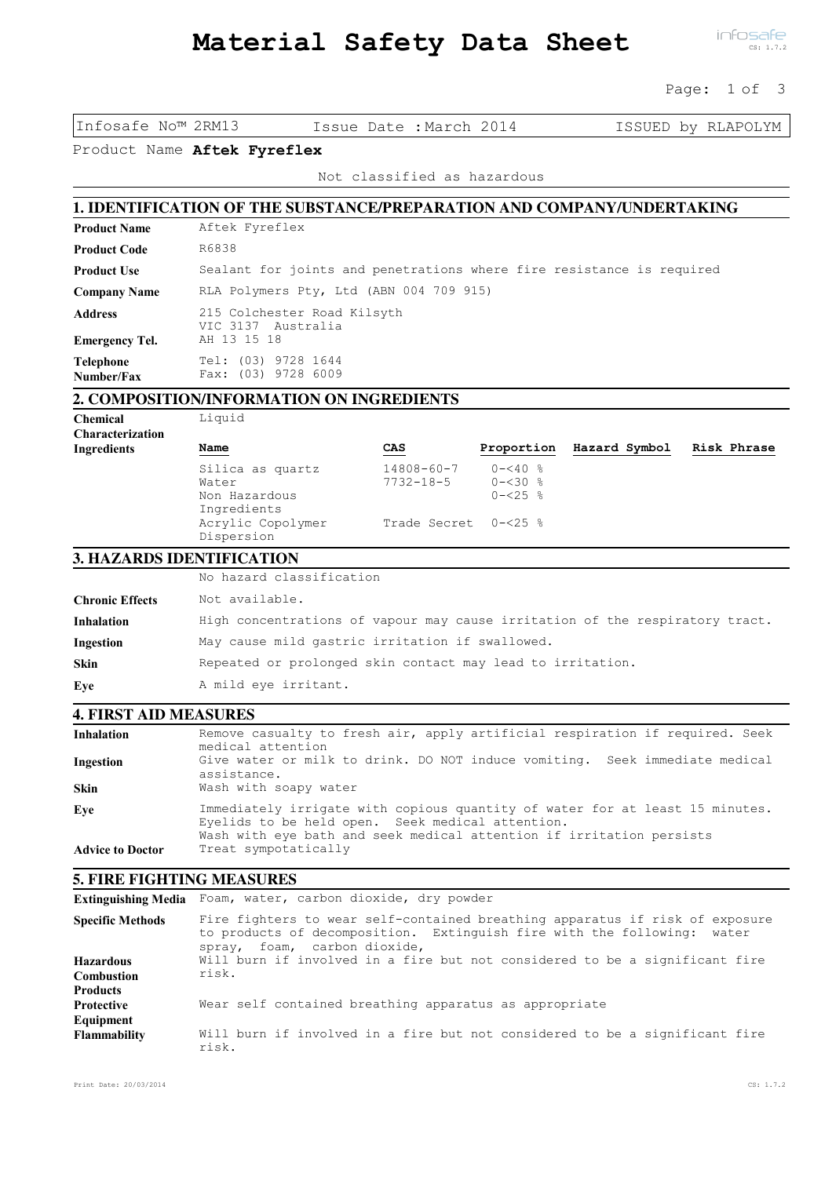# Material Safety Data Sheet

Infosafe No™ 2RM13 | Issue Date : March 2014 | ISSUED by RLAPOLYM

Product Name **Aftek Fyreflex**

Not classified as hazardous

## 1. IDENTIFICATION OF THE SUBSTANCE/PREPARATION AND COMPANY/UNDERTAKING

| | |
|---|---|
| **Product Name** | Aftek Fyreflex |
| **Product Code** | R6838 |
| **Product Use** | Sealant for joints and penetrations where fire resistance is required |
| **Company Name** | RLA Polymers Pty, Ltd (ABN 004 709 915) |
| **Address** | 215 Colchester Road Kilsyth VIC 3137 Australia |
| **Emergency Tel.** | AH 13 15 18 |
| **Telephone Number/Fax** | Tel: (03) 9728 1644 Fax: (03) 9728 6009 |

## 2. COMPOSITION/INFORMATION ON INGREDIENTS

**Chemical Characterization** Liquid

**Ingredients**

| Name | CAS | Proportion | Hazard Symbol | Risk Phrase |
|---|---|---|---|---|
| Silica as quartz | 14808-60-7 | 0-<40 % | | |
| Water | 7732-18-5 | 0-<30 % | | |
| Non Hazardous Ingredients | | 0-<25 % | | |
| Acrylic Copolymer Dispersion | Trade Secret | 0-<25 % | | |

## 3. HAZARDS IDENTIFICATION

No hazard classification

| | |
|---|---|
| **Chronic Effects** | Not available. |
| **Inhalation** | High concentrations of vapour may cause irritation of the respiratory tract. |
| **Ingestion** | May cause mild gastric irritation if swallowed. |
| **Skin** | Repeated or prolonged skin contact may lead to irritation. |
| **Eye** | A mild eye irritant. |

## 4. FIRST AID MEASURES

| | |
|---|---|
| **Inhalation** | Remove casualty to fresh air, apply artificial respiration if required. Seek medical attention |
| **Ingestion** | Give water or milk to drink. DO NOT induce vomiting. Seek immediate medical assistance. |
| **Skin** | Wash with soapy water |
| **Eye** | Immediately irrigate with copious quantity of water for at least 15 minutes. Eyelids to be held open. Seek medical attention. Wash with eye bath and seek medical attention if irritation persists |
| **Advice to Doctor** | Treat sympotatically |

## 5. FIRE FIGHTING MEASURES

| | |
|---|---|
| **Extinguishing Media** | Foam, water, carbon dioxide, dry powder |
| **Specific Methods** | Fire fighters to wear self-contained breathing apparatus if risk of exposure to products of decomposition. Extinguish fire with the following: water spray, foam, carbon dioxide, |
| **Hazardous Combustion Products** | Will burn if involved in a fire but not considered to be a significant fire risk. |
| **Protective Equipment** | Wear self contained breathing apparatus as appropriate |
| **Flammability** | Will burn if involved in a fire but not considered to be a significant fire risk. |

Print Date: 20/03/2014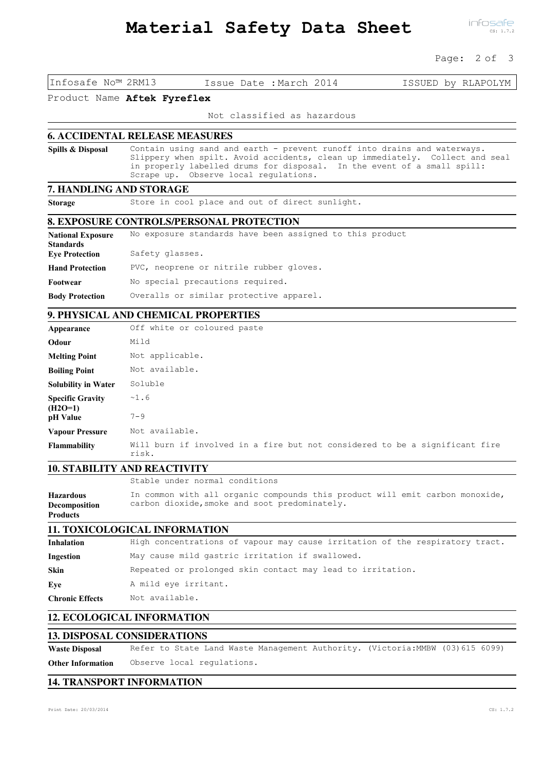Infosafe No™ 2RM13 | Issue Date : March 2014 | ISSUED by RLAPOLYM

Product Name **Aftek Fyreflex**

Not classified as hazardous

## 6. ACCIDENTAL RELEASE MEASURES

**Spills & Disposal** Contain using sand and earth - prevent runoff into drains and waterways. Slippery when spilt. Avoid accidents, clean up immediately. Collect and seal in properly labelled drums for disposal. In the event of a small spill: Scrape up. Observe local regulations.

## 7. HANDLING AND STORAGE

**Storage** Store in cool place and out of direct sunlight.

## 8. EXPOSURE CONTROLS/PERSONAL PROTECTION

**National Exposure Standards** No exposure standards have been assigned to this product

**Eye Protection** Safety glasses.

**Hand Protection** PVC, neoprene or nitrile rubber gloves.

**Footwear** No special precautions required.

**Body Protection** Overalls or similar protective apparel.

## 9. PHYSICAL AND CHEMICAL PROPERTIES

**Appearance** Off white or coloured paste

**Odour** Mild

**Melting Point** Not applicable.

**Boiling Point** Not available.

**Solubility in Water** Soluble

**Specific Gravity ($H_2O$=1)** ~1.6

**pH Value** 7-9

**Vapour Pressure** Not available.

**Flammability** Will burn if involved in a fire but not considered to be a significant fire risk.

## 10. STABILITY AND REACTIVITY

Stable under normal conditions

**Hazardous Decomposition Products** In common with all organic compounds this product will emit carbon monoxide, carbon dioxide, smoke and soot predominately.

## 11. TOXICOLOGICAL INFORMATION

**Inhalation** High concentrations of vapour may cause irritation of the respiratory tract.

**Ingestion** May cause mild gastric irritation if swallowed.

**Skin** Repeated or prolonged skin contact may lead to irritation.

**Eye** A mild eye irritant.

**Chronic Effects** Not available.

## 12. ECOLOGICAL INFORMATION

## 13. DISPOSAL CONSIDERATIONS

**Waste Disposal** Refer to State Land Waste Management Authority. (Victoria:MMBW (03)615 6099)

**Other Information** Observe local regulations.

## 14. TRANSPORT INFORMATION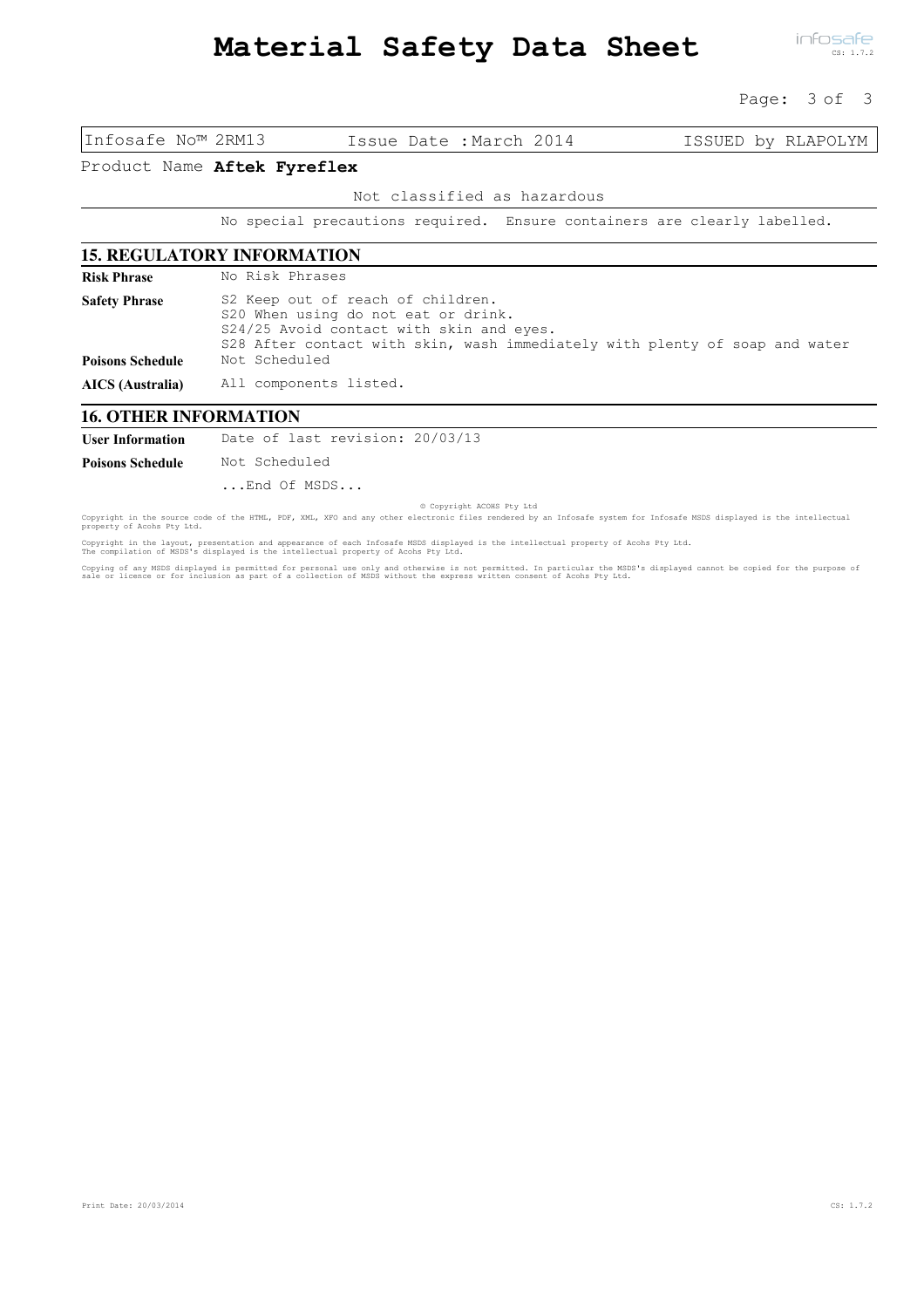Infosafe No™ 2RM13 | Issue Date : March 2014 | ISSUED by RLAPOLYM

Product Name **Aftek Fyreflex**

Not classified as hazardous

No special precautions required. Ensure containers are clearly labelled.

## 15. REGULATORY INFORMATION

**Risk Phrase** No Risk Phrases

**Safety Phrase**
S2 Keep out of reach of children.
S20 When using do not eat or drink.
S24/25 Avoid contact with skin and eyes.
S28 After contact with skin, wash immediately with plenty of soap and water

**Poisons Schedule** Not Scheduled

**AICS (Australia)** All components listed.

## 16. OTHER INFORMATION

**User Information** Date of last revision: 20/03/13

**Poisons Schedule** Not Scheduled

...End Of MSDS...

© Copyright ACOHS Pty Ltd

Copyright in the source code of the HTML, PDF, XML, XFO and any other electronic files rendered by an Infosafe system for Infosafe MSDS displayed is the intellectual property of Acohs Pty Ltd.

Copyright in the layout, presentation and appearance of each Infosafe MSDS displayed is the intellectual property of Acohs Pty Ltd.
The compilation of MSDS's displayed is the intellectual property of Acohs Pty Ltd.

Copying of any MSDS displayed is permitted for personal use only and otherwise is not permitted. In particular the MSDS's displayed cannot be copied for the purpose of sale or licence or for inclusion as part of a collection of MSDS without the express written consent of Acohs Pty Ltd.

Print Date: 20/03/2014